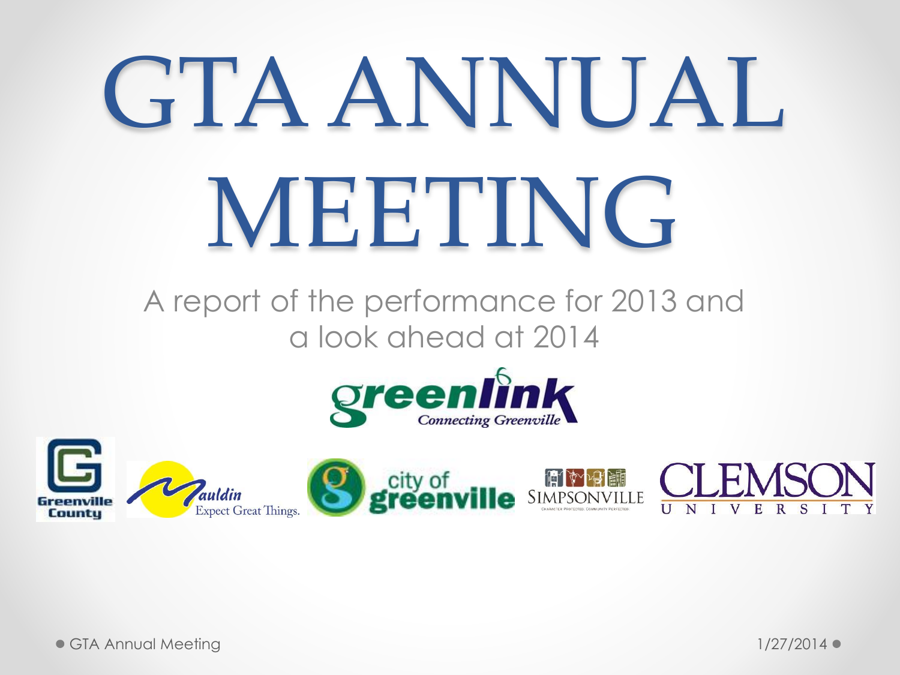# GTA ANNUAL MEETING

A report of the performance for 2013 and a look ahead at 2014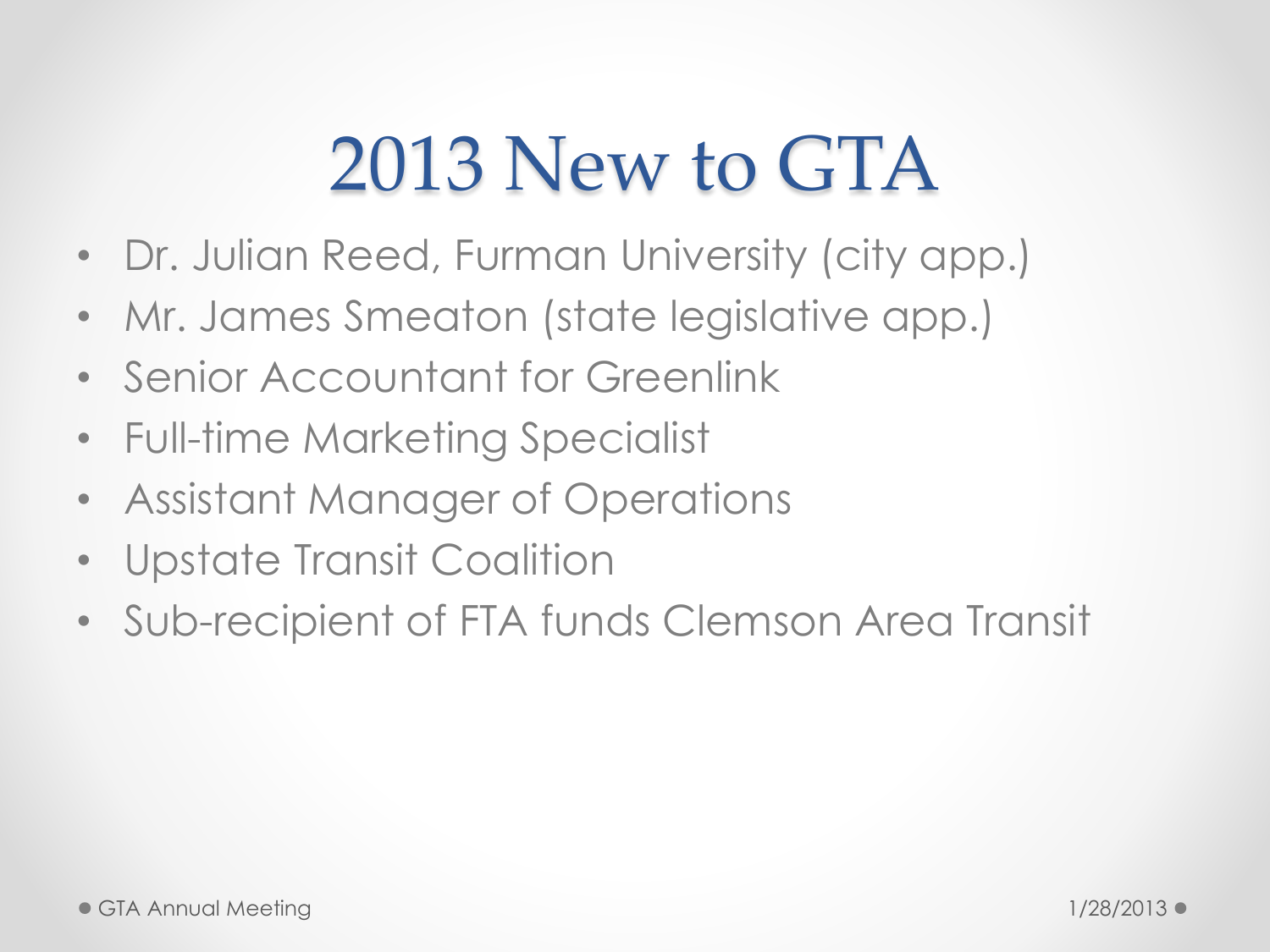# 2013 New to GTA

- Dr. Julian Reed, Furman University (city app.)
- Mr. James Smeaton (state legislative app.)
- Senior Accountant for Greenlink
- Full-time Marketing Specialist
- Assistant Manager of Operations
- Upstate Transit Coalition
- Sub-recipient of FTA funds Clemson Area Transit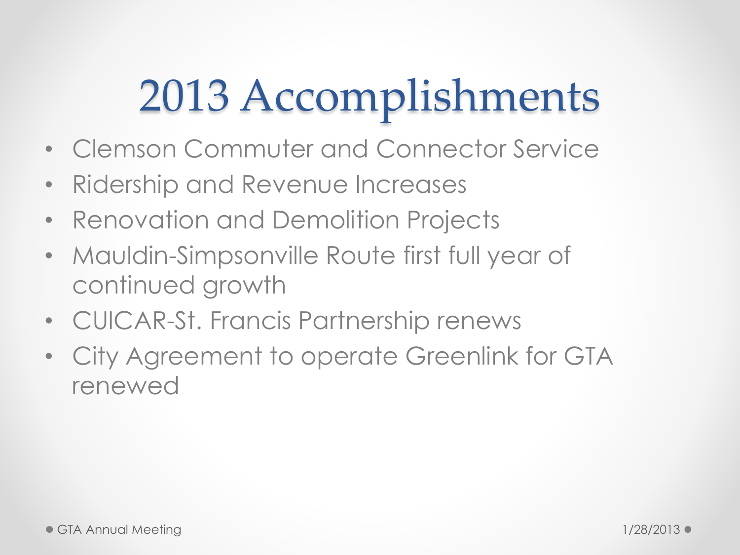# 2013 Accomplishments

- Clemson Commuter and Connector Service
- Ridership and Revenue Increases
- Renovation and Demolition Projects
- Mauldin-Simpsonville Route first full year of continued growth
- CUICAR-St. Francis Partnership renews
- City Agreement to operate Greenlink for GTA renewed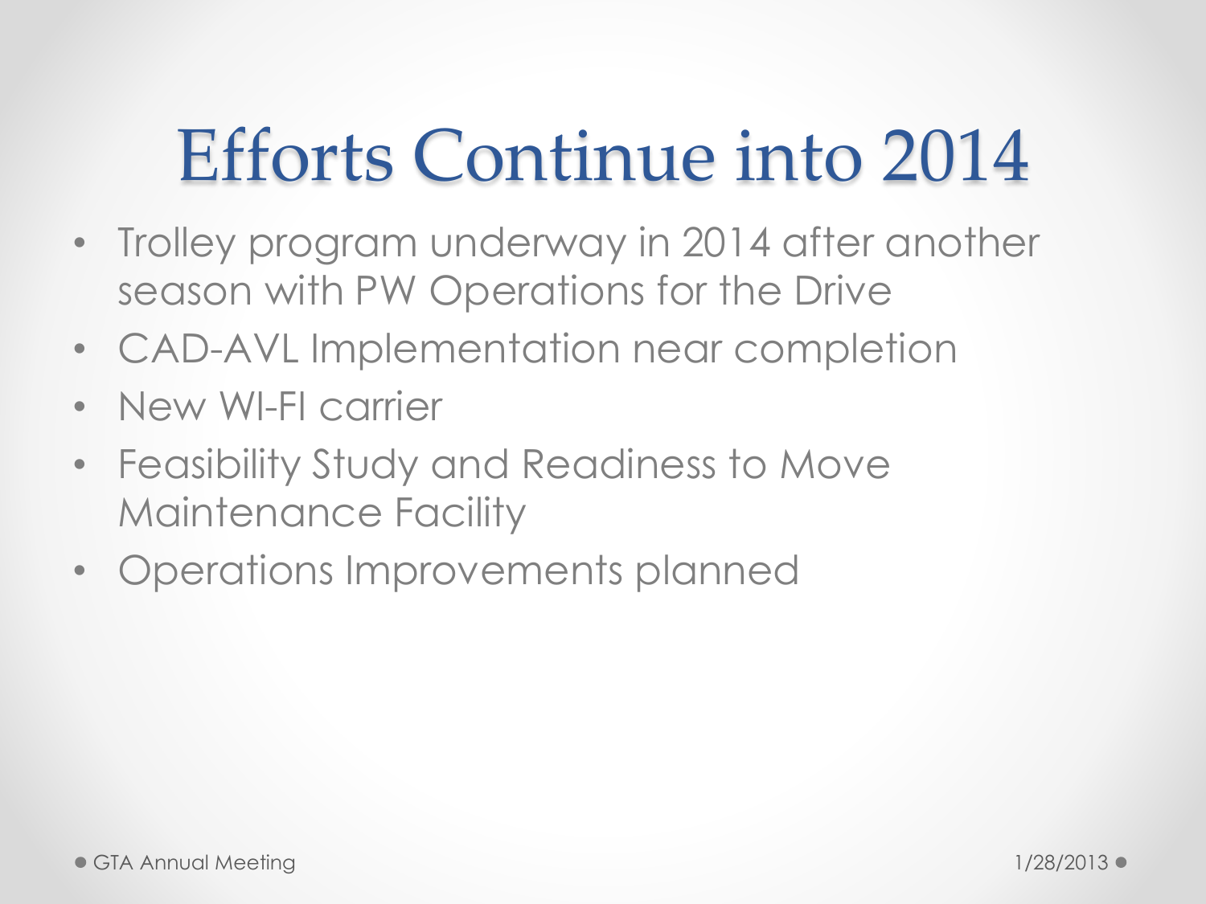# Efforts Continue into 2014

- Trolley program underway in 2014 after another season with PW Operations for the Drive
- CAD-AVL Implementation near completion
- New WI-FI carrier
- Feasibility Study and Readiness to Move Maintenance Facility
- Operations Improvements planned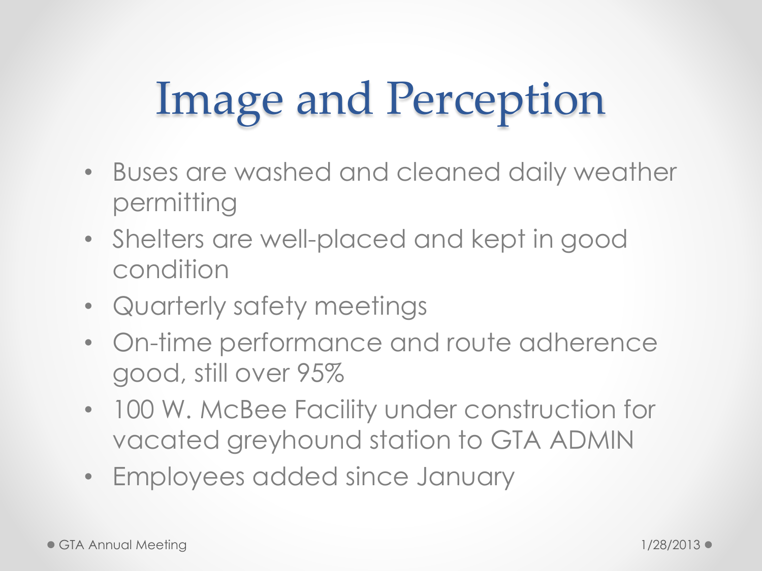# Image and Perception

- Buses are washed and cleaned daily weather permitting
- Shelters are well-placed and kept in good condition
- Quarterly safety meetings
- On-time performance and route adherence good, still over 95%
- 100 W. McBee Facility under construction for vacated greyhound station to GTA ADMIN
- Employees added since January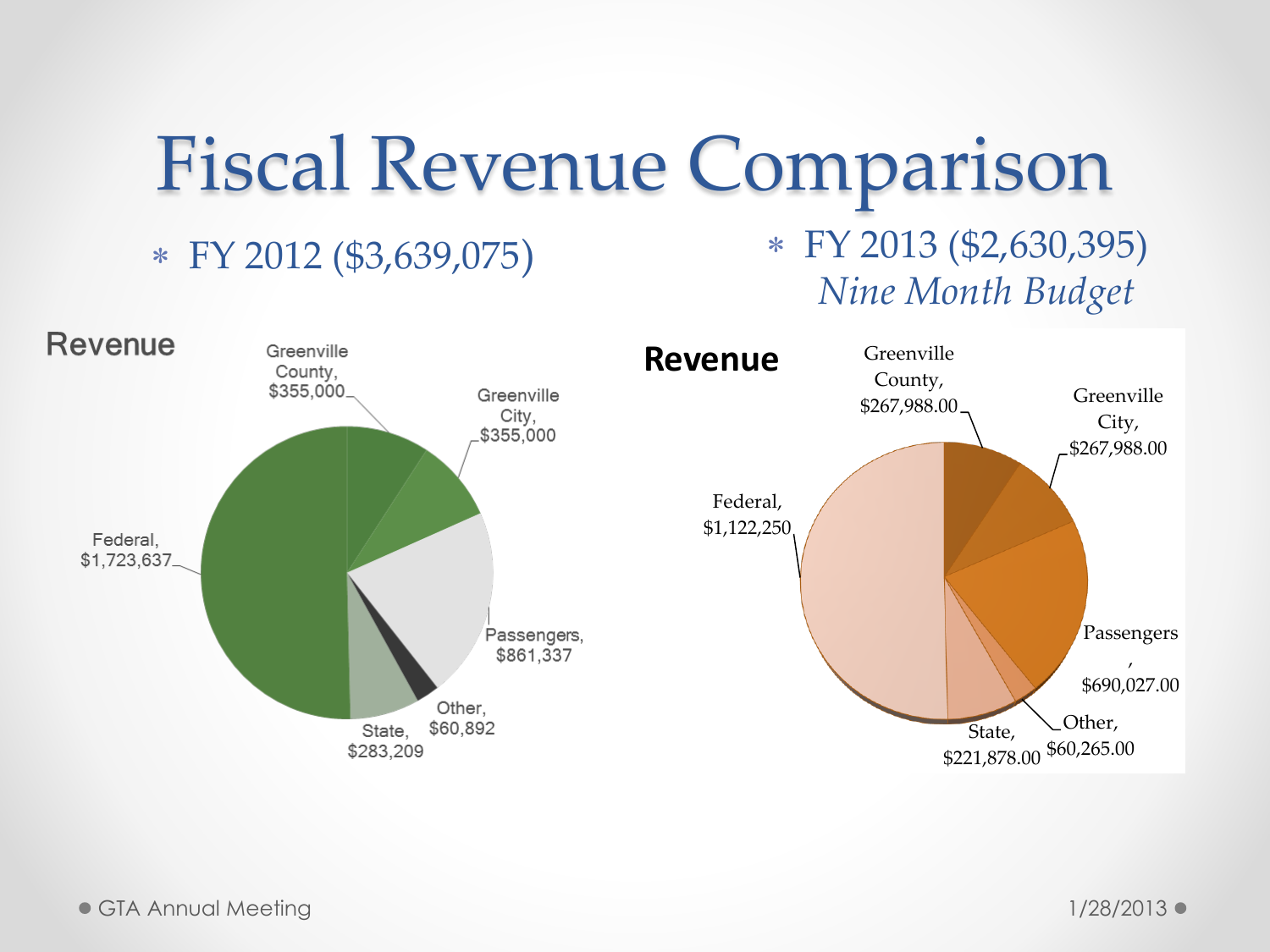# Fiscal Revenue Comparison

* FY 2012 ($3,639,075)

* FY 2013 ($2,630,395)
  *Nine Month Budget*

**Revenue** (FY 2012)

- Greenville County, $355,000
- Greenville City, $355,000
- Passengers, $861,337
- Other, $60,892
- State, $283,209
- Federal, $1,723,637

**Revenue** (FY 2013)

- Greenville County, $267,988.00
- Greenville City, $267,988.00
- Passengers, $690,027.00
- Other, $60,265.00
- State, $221,878.00
- Federal, $1,122,250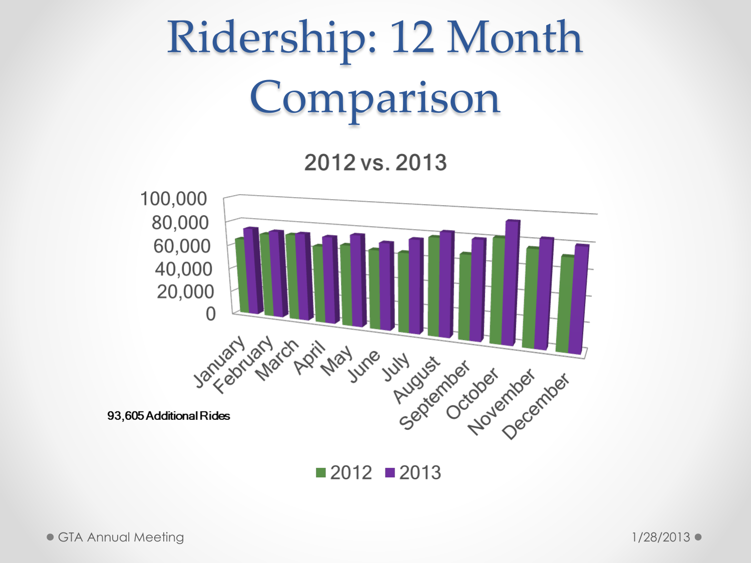# Ridership: 12 Month Comparison

2012 vs. 2013

93,605 Additional Rides

■ 2012 ■ 2013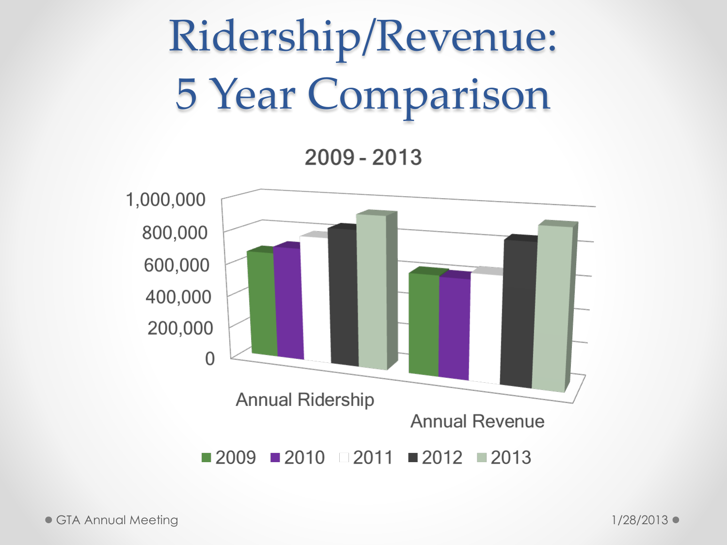# Ridership/Revenue: 5 Year Comparison

2009 - 2013

1,000,000
800,000
600,000
400,000
200,000
0

Annual Ridership

Annual Revenue

■ 2009 ■ 2010 □ 2011 ■ 2012 ■ 2013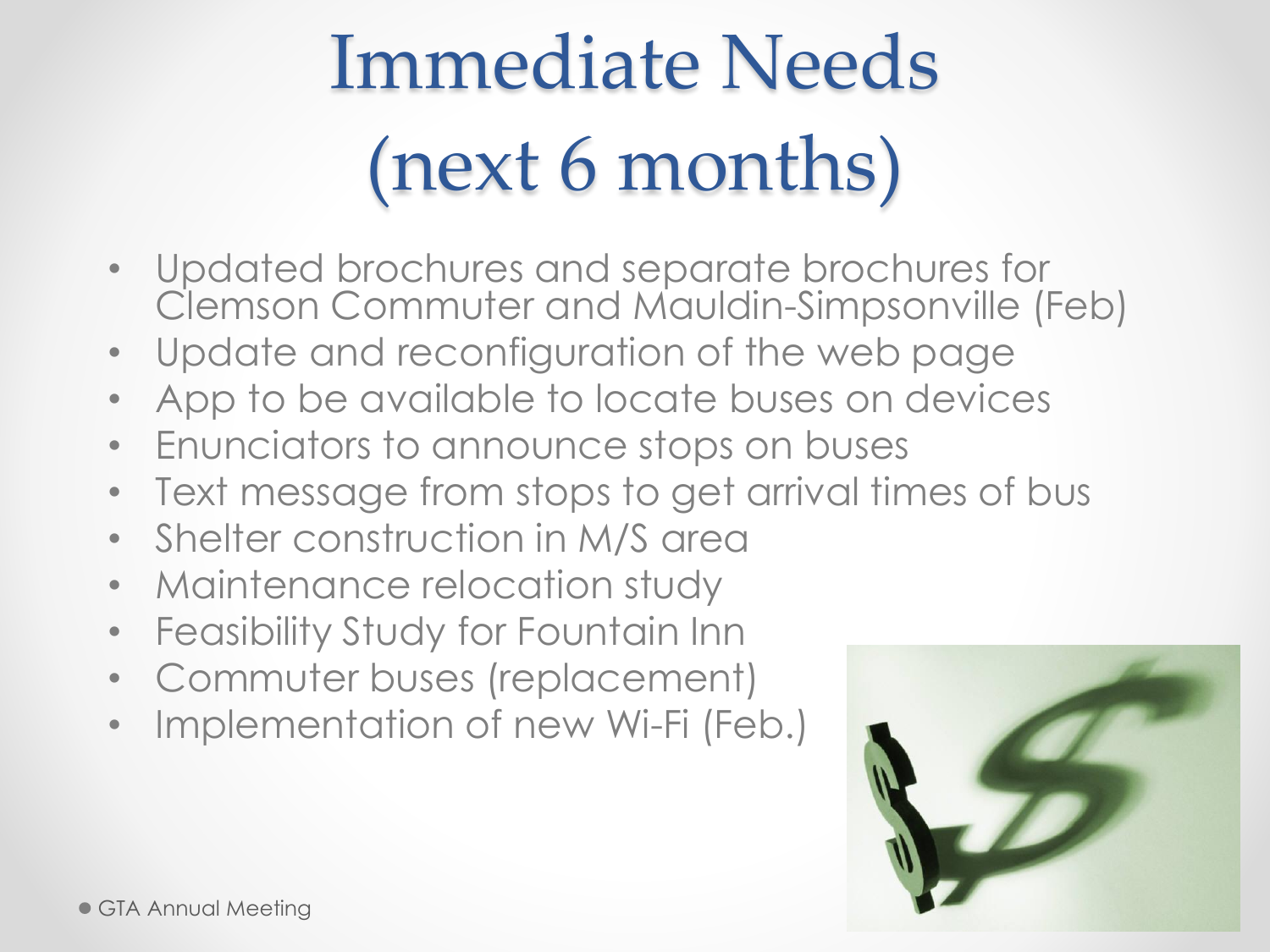# Immediate Needs (next 6 months)

- Updated brochures and separate brochures for Clemson Commuter and Mauldin-Simpsonville (Feb)
- Update and reconfiguration of the web page
- App to be available to locate buses on devices
- Enunciators to announce stops on buses
- Text message from stops to get arrival times of bus
- Shelter construction in M/S area
- Maintenance relocation study
- Feasibility Study for Fountain Inn
- Commuter buses (replacement)
- Implementation of new Wi-Fi (Feb.)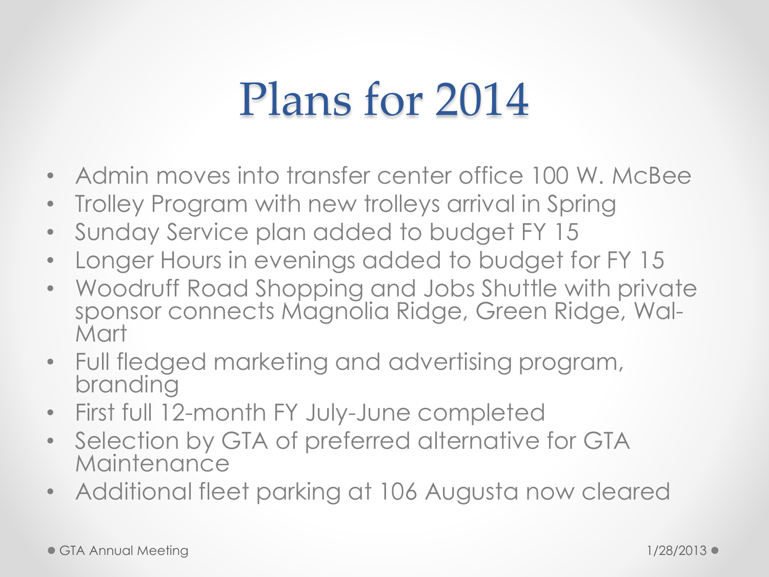# Plans for 2014

- Admin moves into transfer center office 100 W. McBee
- Trolley Program with new trolleys arrival in Spring
- Sunday Service plan added to budget FY 15
- Longer Hours in evenings added to budget for FY 15
- Woodruff Road Shopping and Jobs Shuttle with private sponsor connects Magnolia Ridge, Green Ridge, Wal-Mart
- Full fledged marketing and advertising program, branding
- First full 12-month FY July-June completed
- Selection by GTA of preferred alternative for GTA Maintenance
- Additional fleet parking at 106 Augusta now cleared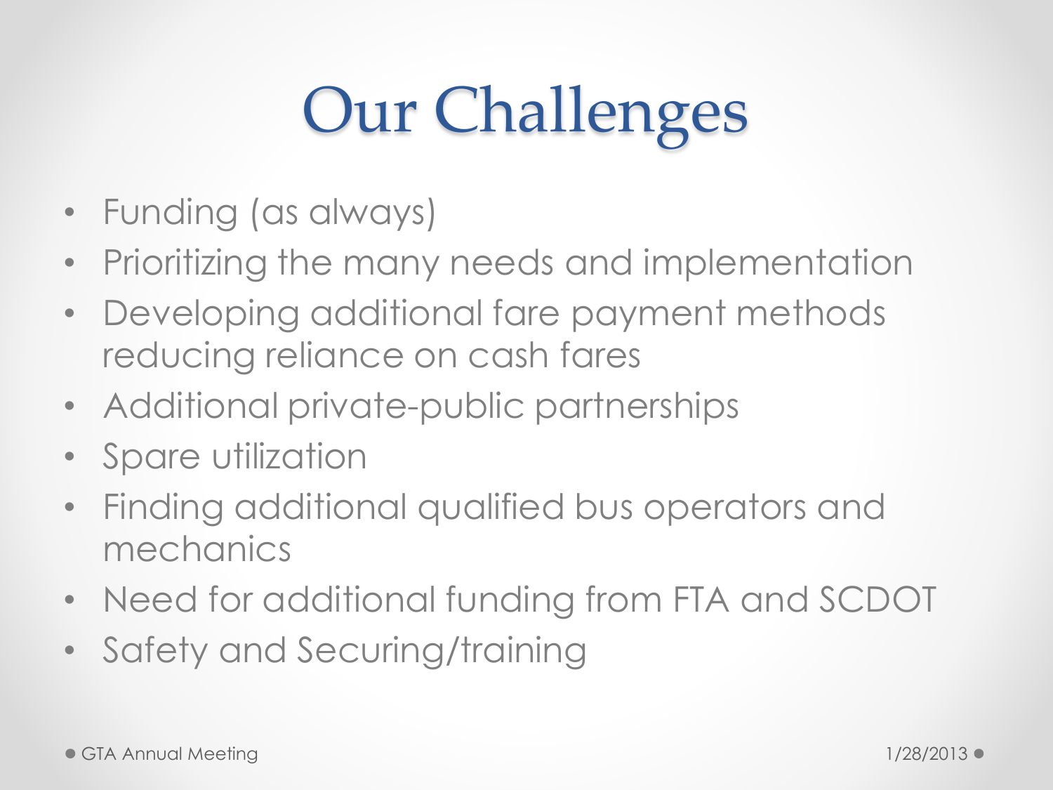# Our Challenges

- Funding (as always)
- Prioritizing the many needs and implementation
- Developing additional fare payment methods reducing reliance on cash fares
- Additional private-public partnerships
- Spare utilization
- Finding additional qualified bus operators and mechanics
- Need for additional funding from FTA and SCDOT
- Safety and Securing/training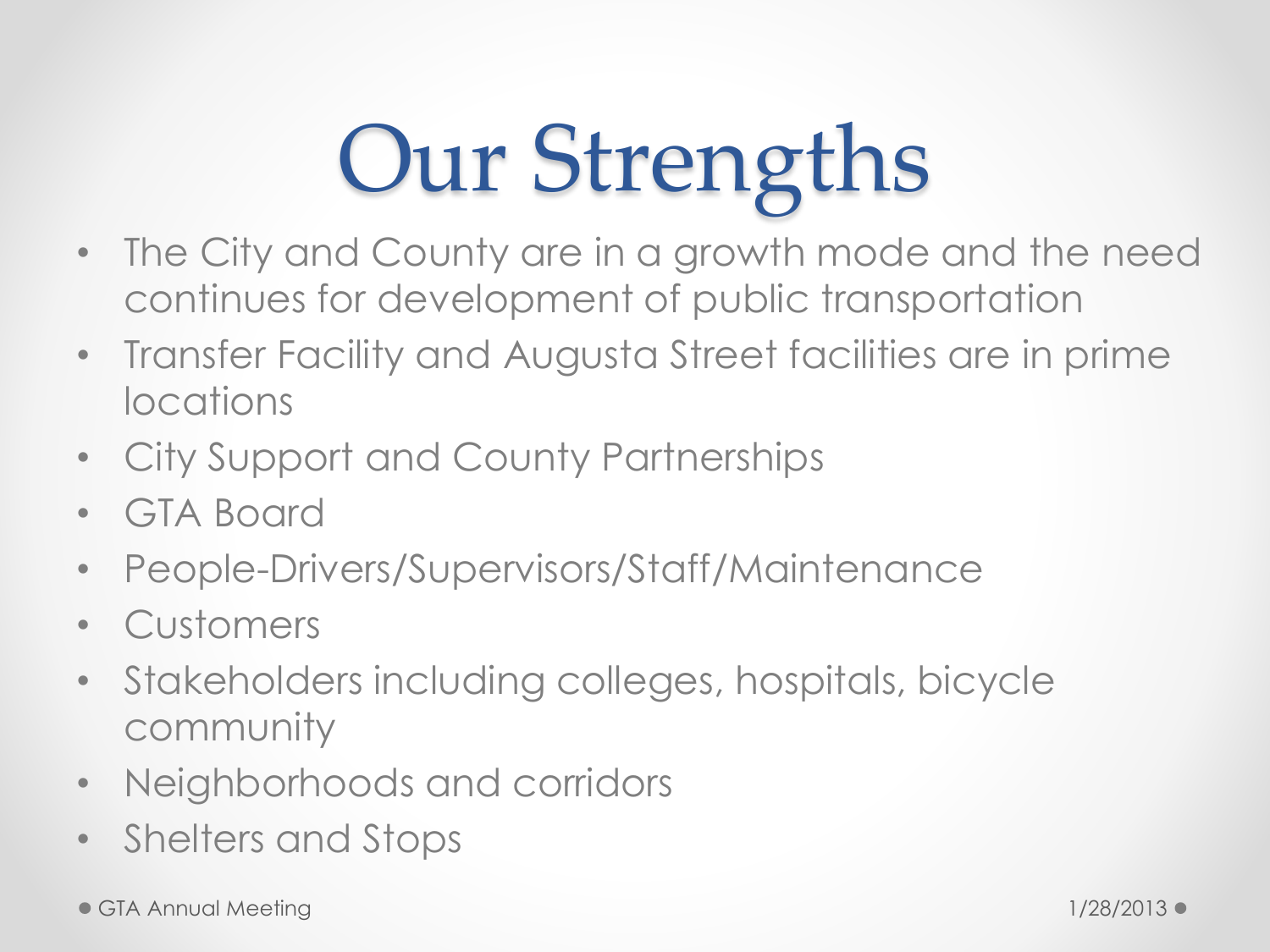# Our Strengths

- The City and County are in a growth mode and the need continues for development of public transportation
- Transfer Facility and Augusta Street facilities are in prime locations
- City Support and County Partnerships
- GTA Board
- People-Drivers/Supervisors/Staff/Maintenance
- Customers
- Stakeholders including colleges, hospitals, bicycle community
- Neighborhoods and corridors
- Shelters and Stops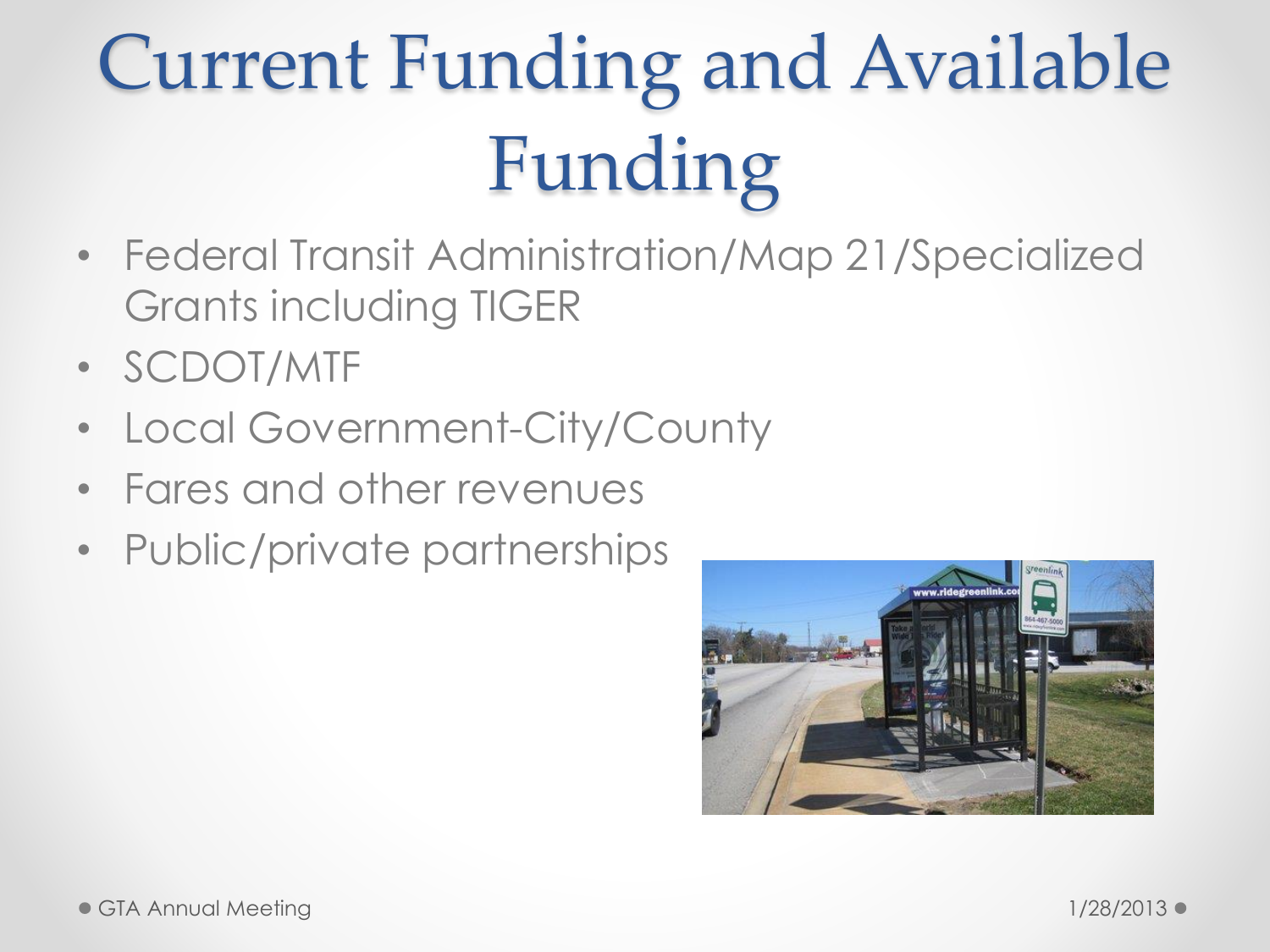# Current Funding and Available Funding

- Federal Transit Administration/Map 21/Specialized Grants including TIGER
- SCDOT/MTF
- Local Government-City/County
- Fares and other revenues
- Public/private partnerships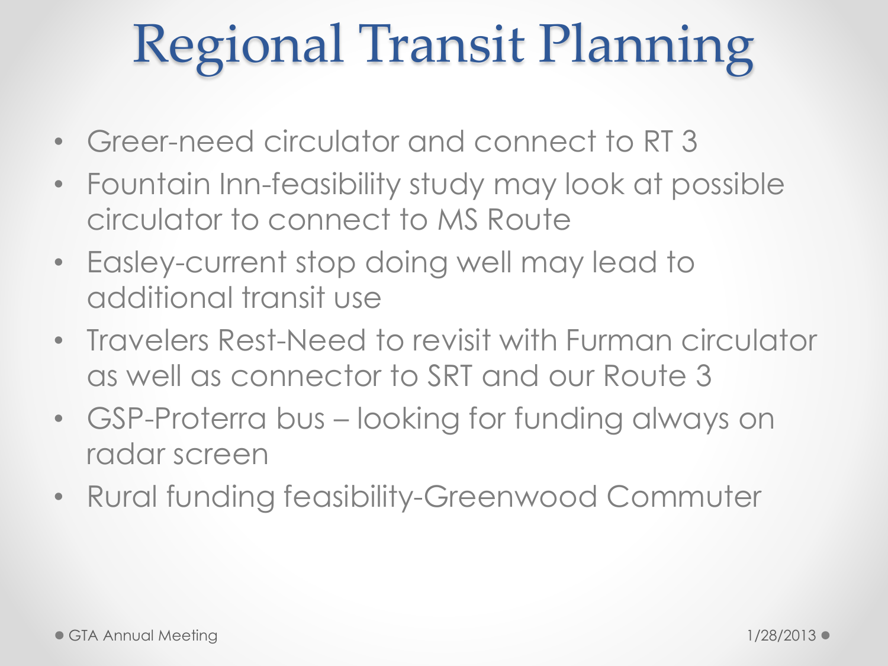# Regional Transit Planning

- Greer-need circulator and connect to RT 3
- Fountain Inn-feasibility study may look at possible circulator to connect to MS Route
- Easley-current stop doing well may lead to additional transit use
- Travelers Rest-Need to revisit with Furman circulator as well as connector to SRT and our Route 3
- GSP-Proterra bus – looking for funding always on radar screen
- Rural funding feasibility-Greenwood Commuter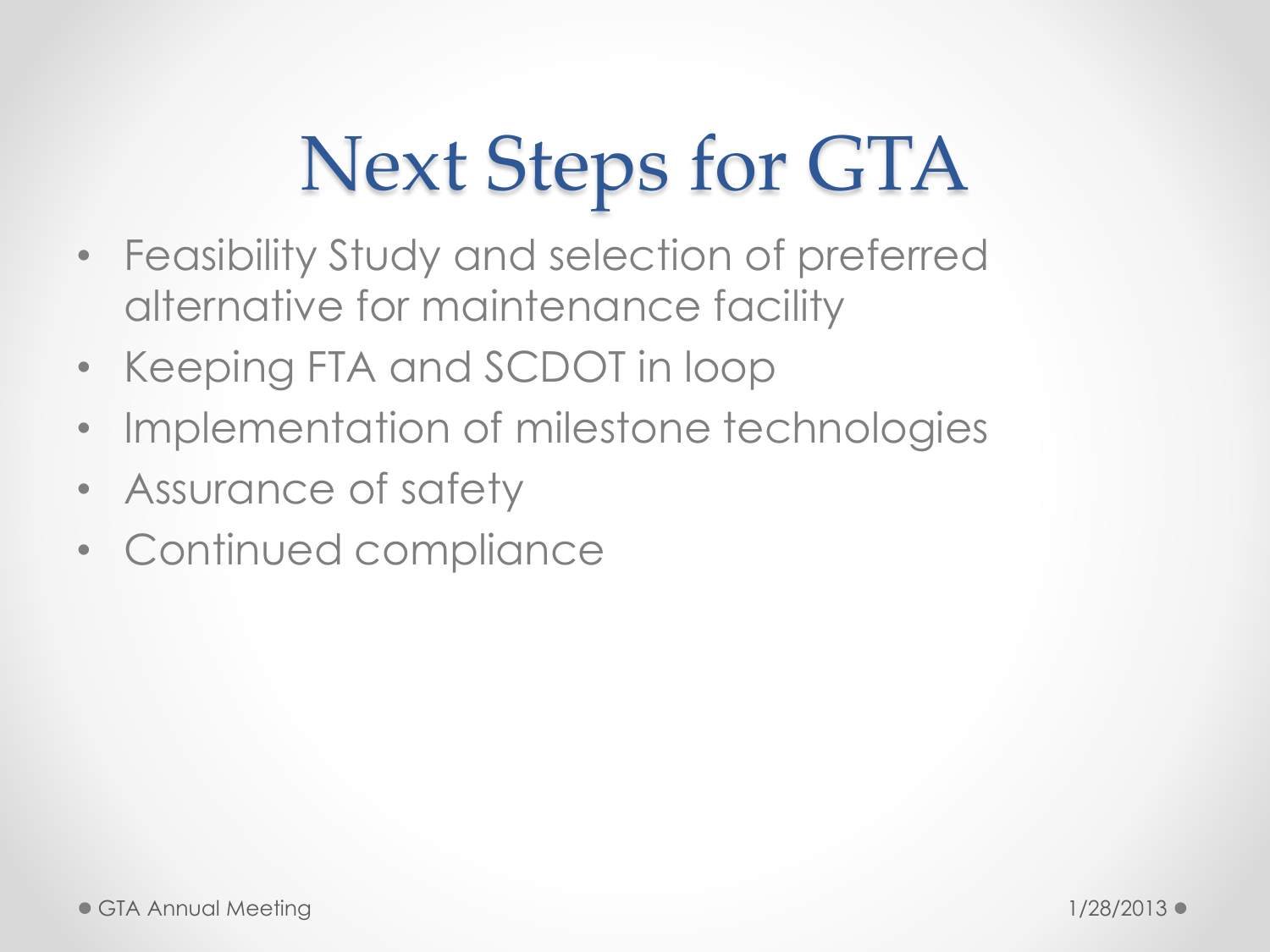# Next Steps for GTA

- Feasibility Study and selection of preferred alternative for maintenance facility
- Keeping FTA and SCDOT in loop
- Implementation of milestone technologies
- Assurance of safety
- Continued compliance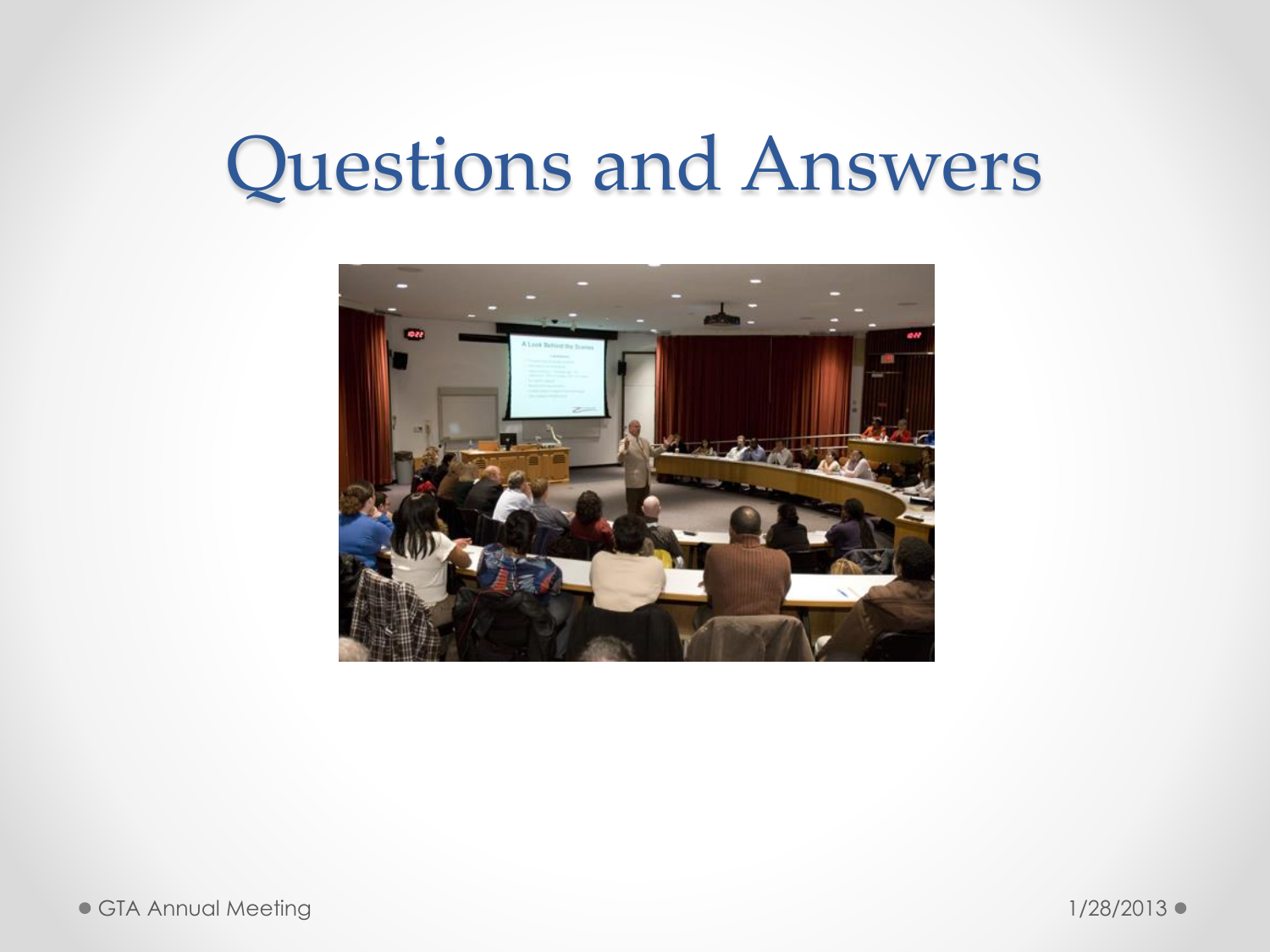# Questions and Answers